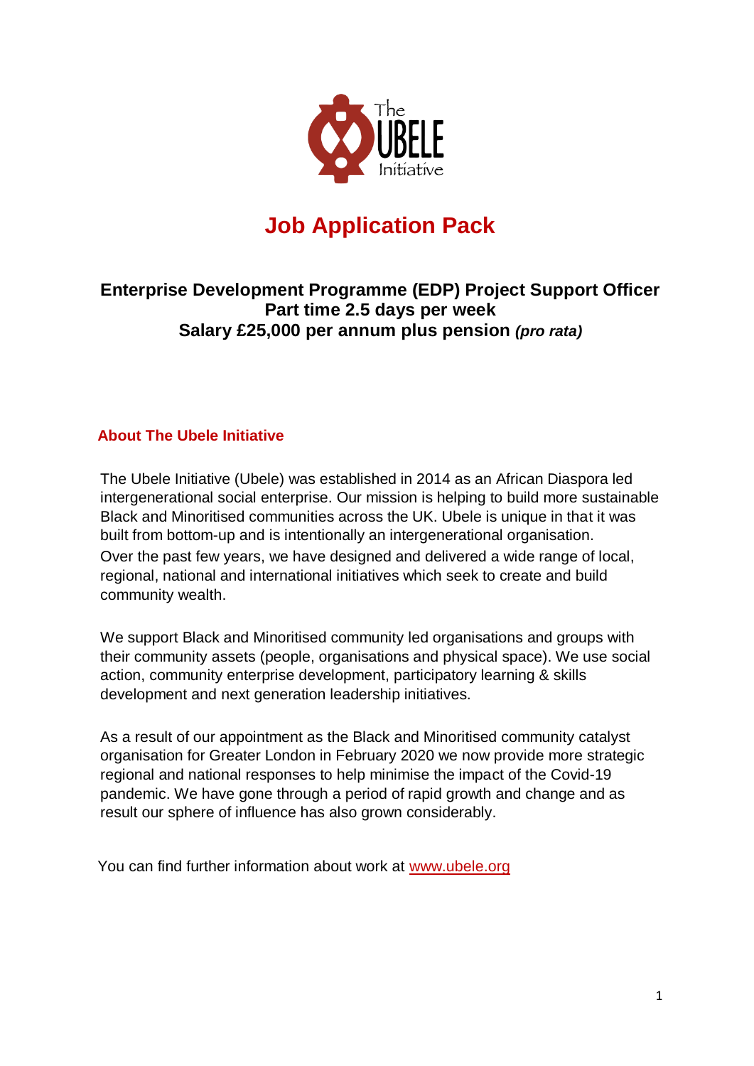# Job Application Pack

## Enterprise Development Programme (EDP) Project Support Officer
## Part time 2.5 days per week
## Salary £25,000 per annum plus pension *(pro rata)*

### About The Ubele Initiative

The Ubele Initiative (Ubele) was established in 2014 as an African Diaspora led intergenerational social enterprise. Our mission is helping to build more sustainable Black and Minoritised communities across the UK. Ubele is unique in that it was built from bottom-up and is intentionally an intergenerational organisation. Over the past few years, we have designed and delivered a wide range of local, regional, national and international initiatives which seek to create and build community wealth.

We support Black and Minoritised community led organisations and groups with their community assets (people, organisations and physical space). We use social action, community enterprise development, participatory learning & skills development and next generation leadership initiatives.

As a result of our appointment as the Black and Minoritised community catalyst organisation for Greater London in February 2020 we now provide more strategic regional and national responses to help minimise the impact of the Covid-19 pandemic. We have gone through a period of rapid growth and change and as result our sphere of influence has also grown considerably.

You can find further information about work at [www.ubele.org](http://www.ubele.org)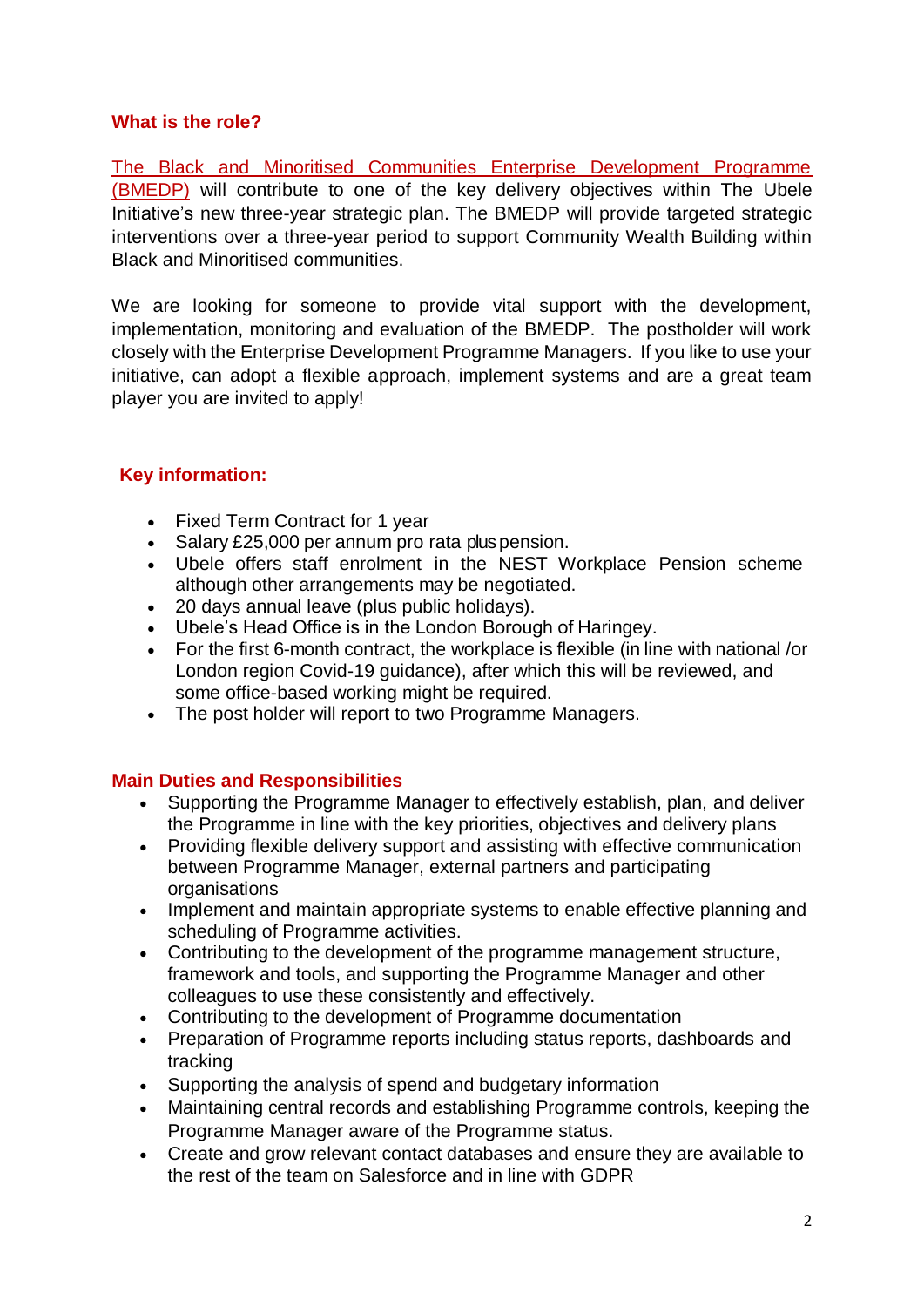## What is the role?

The Black and Minoritised Communities Enterprise Development Programme (BMEDP) will contribute to one of the key delivery objectives within The Ubele Initiative's new three-year strategic plan. The BMEDP will provide targeted strategic interventions over a three-year period to support Community Wealth Building within Black and Minoritised communities.

We are looking for someone to provide vital support with the development, implementation, monitoring and evaluation of the BMEDP. The postholder will work closely with the Enterprise Development Programme Managers. If you like to use your initiative, can adopt a flexible approach, implement systems and are a great team player you are invited to apply!

## Key information:

- Fixed Term Contract for 1 year
- Salary £25,000 per annum pro rata plus pension.
- Ubele offers staff enrolment in the NEST Workplace Pension scheme although other arrangements may be negotiated.
- 20 days annual leave (plus public holidays).
- Ubele's Head Office is in the London Borough of Haringey.
- For the first 6-month contract, the workplace is flexible (in line with national /or London region Covid-19 guidance), after which this will be reviewed, and some office-based working might be required.
- The post holder will report to two Programme Managers.

## Main Duties and Responsibilities

- Supporting the Programme Manager to effectively establish, plan, and deliver the Programme in line with the key priorities, objectives and delivery plans
- Providing flexible delivery support and assisting with effective communication between Programme Manager, external partners and participating organisations
- Implement and maintain appropriate systems to enable effective planning and scheduling of Programme activities.
- Contributing to the development of the programme management structure, framework and tools, and supporting the Programme Manager and other colleagues to use these consistently and effectively.
- Contributing to the development of Programme documentation
- Preparation of Programme reports including status reports, dashboards and tracking
- Supporting the analysis of spend and budgetary information
- Maintaining central records and establishing Programme controls, keeping the Programme Manager aware of the Programme status.
- Create and grow relevant contact databases and ensure they are available to the rest of the team on Salesforce and in line with GDPR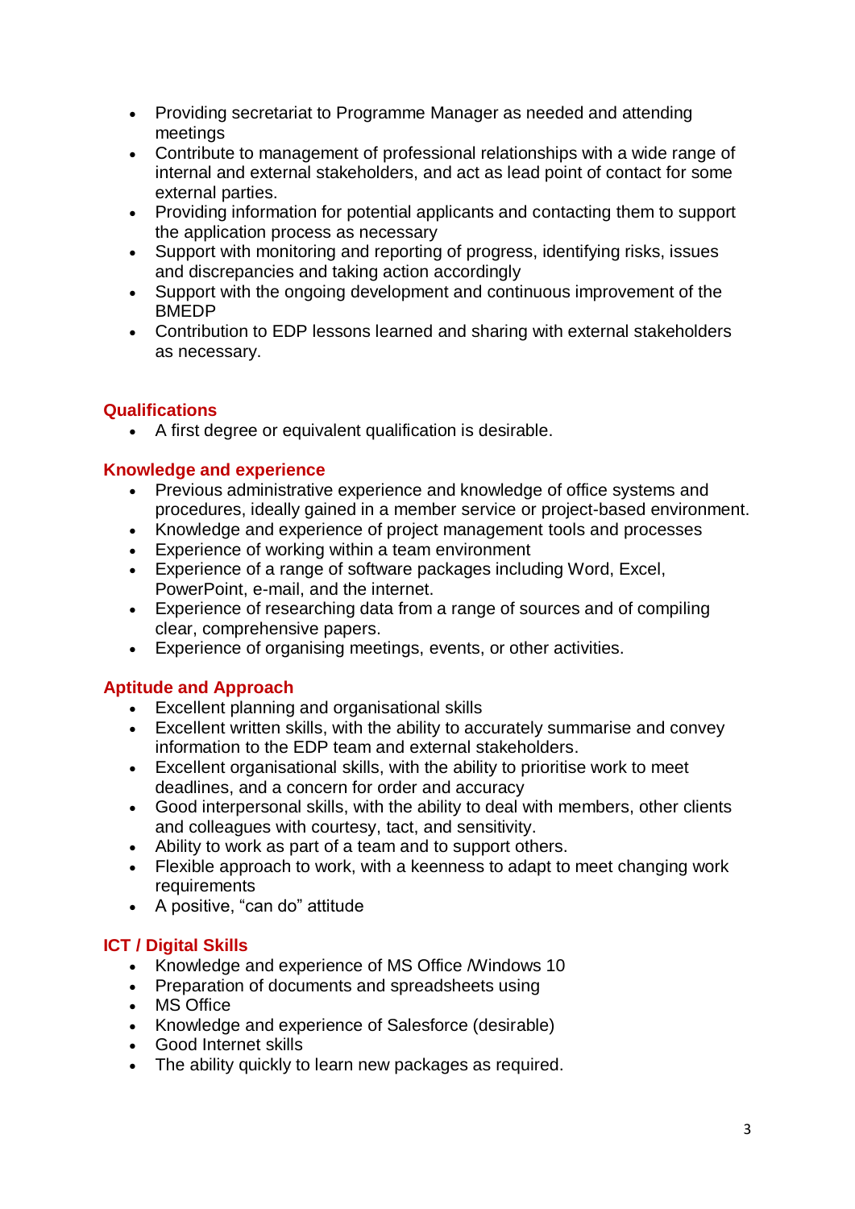- Providing secretariat to Programme Manager as needed and attending meetings
- Contribute to management of professional relationships with a wide range of internal and external stakeholders, and act as lead point of contact for some external parties.
- Providing information for potential applicants and contacting them to support the application process as necessary
- Support with monitoring and reporting of progress, identifying risks, issues and discrepancies and taking action accordingly
- Support with the ongoing development and continuous improvement of the BMEDP
- Contribution to EDP lessons learned and sharing with external stakeholders as necessary.

## Qualifications

- A first degree or equivalent qualification is desirable.

## Knowledge and experience

- Previous administrative experience and knowledge of office systems and procedures, ideally gained in a member service or project-based environment.
- Knowledge and experience of project management tools and processes
- Experience of working within a team environment
- Experience of a range of software packages including Word, Excel, PowerPoint, e-mail, and the internet.
- Experience of researching data from a range of sources and of compiling clear, comprehensive papers.
- Experience of organising meetings, events, or other activities.

## Aptitude and Approach

- Excellent planning and organisational skills
- Excellent written skills, with the ability to accurately summarise and convey information to the EDP team and external stakeholders.
- Excellent organisational skills, with the ability to prioritise work to meet deadlines, and a concern for order and accuracy
- Good interpersonal skills, with the ability to deal with members, other clients and colleagues with courtesy, tact, and sensitivity.
- Ability to work as part of a team and to support others.
- Flexible approach to work, with a keenness to adapt to meet changing work requirements
- A positive, "can do" attitude

## ICT / Digital Skills

- Knowledge and experience of MS Office /Windows 10
- Preparation of documents and spreadsheets using
- MS Office
- Knowledge and experience of Salesforce (desirable)
- Good Internet skills
- The ability quickly to learn new packages as required.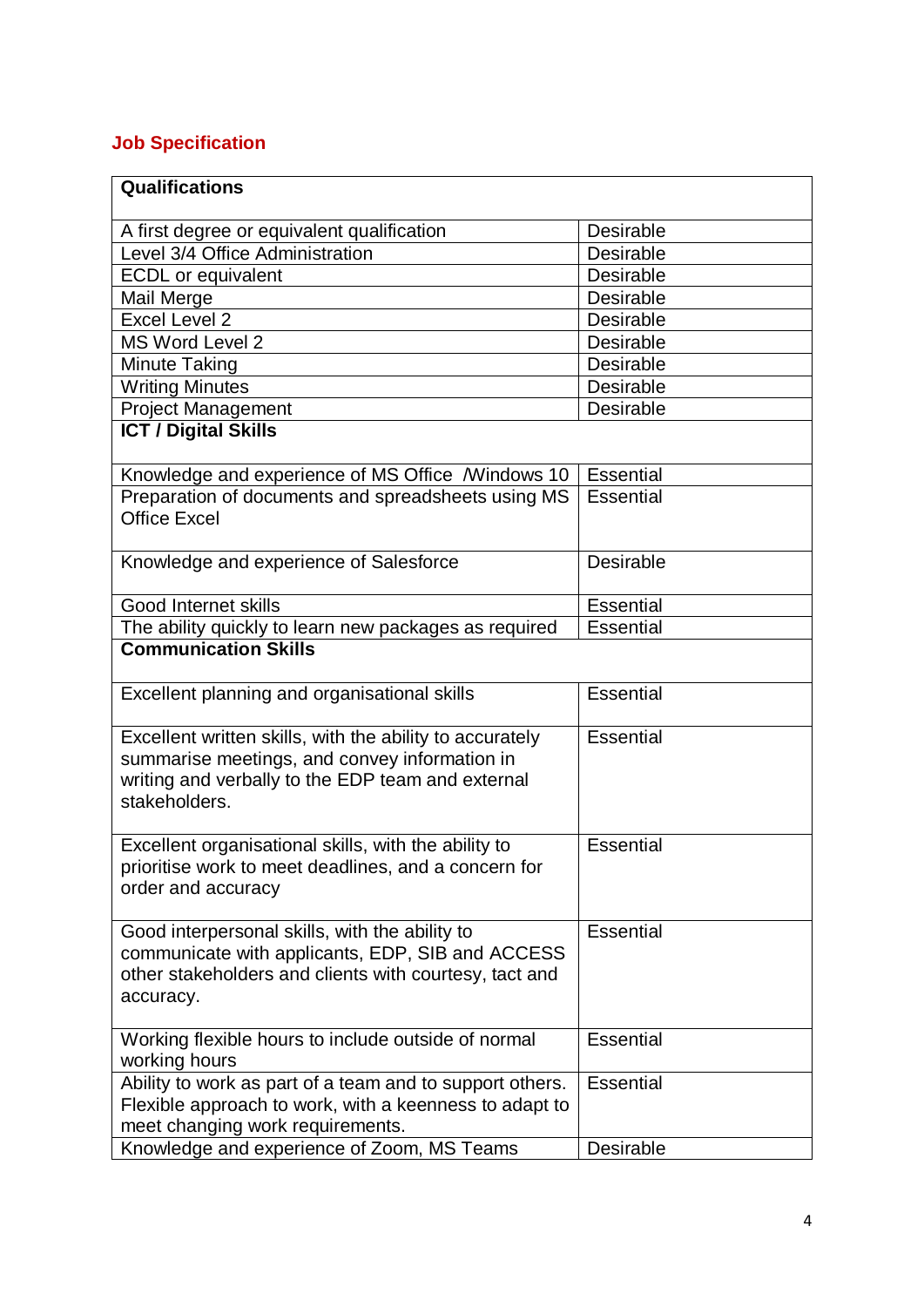## Job Specification

| Qualifications | |
|---|---|
| A first degree or equivalent qualification | Desirable |
| Level 3/4 Office Administration | Desirable |
| ECDL or equivalent | Desirable |
| Mail Merge | Desirable |
| Excel Level 2 | Desirable |
| MS Word Level 2 | Desirable |
| Minute Taking | Desirable |
| Writing Minutes | Desirable |
| Project Management | Desirable |
| **ICT / Digital Skills** | |
| Knowledge and experience of MS Office /Windows 10 | Essential |
| Preparation of documents and spreadsheets using MS Office Excel | Essential |
| Knowledge and experience of Salesforce | Desirable |
| Good Internet skills | Essential |
| The ability quickly to learn new packages as required | Essential |
| **Communication Skills** | |
| Excellent planning and organisational skills | Essential |
| Excellent written skills, with the ability to accurately summarise meetings, and convey information in writing and verbally to the EDP team and external stakeholders. | Essential |
| Excellent organisational skills, with the ability to prioritise work to meet deadlines, and a concern for order and accuracy | Essential |
| Good interpersonal skills, with the ability to communicate with applicants, EDP, SIB and ACCESS other stakeholders and clients with courtesy, tact and accuracy. | Essential |
| Working flexible hours to include outside of normal working hours | Essential |
| Ability to work as part of a team and to support others. Flexible approach to work, with a keenness to adapt to meet changing work requirements. | Essential |
| Knowledge and experience of Zoom, MS Teams | Desirable |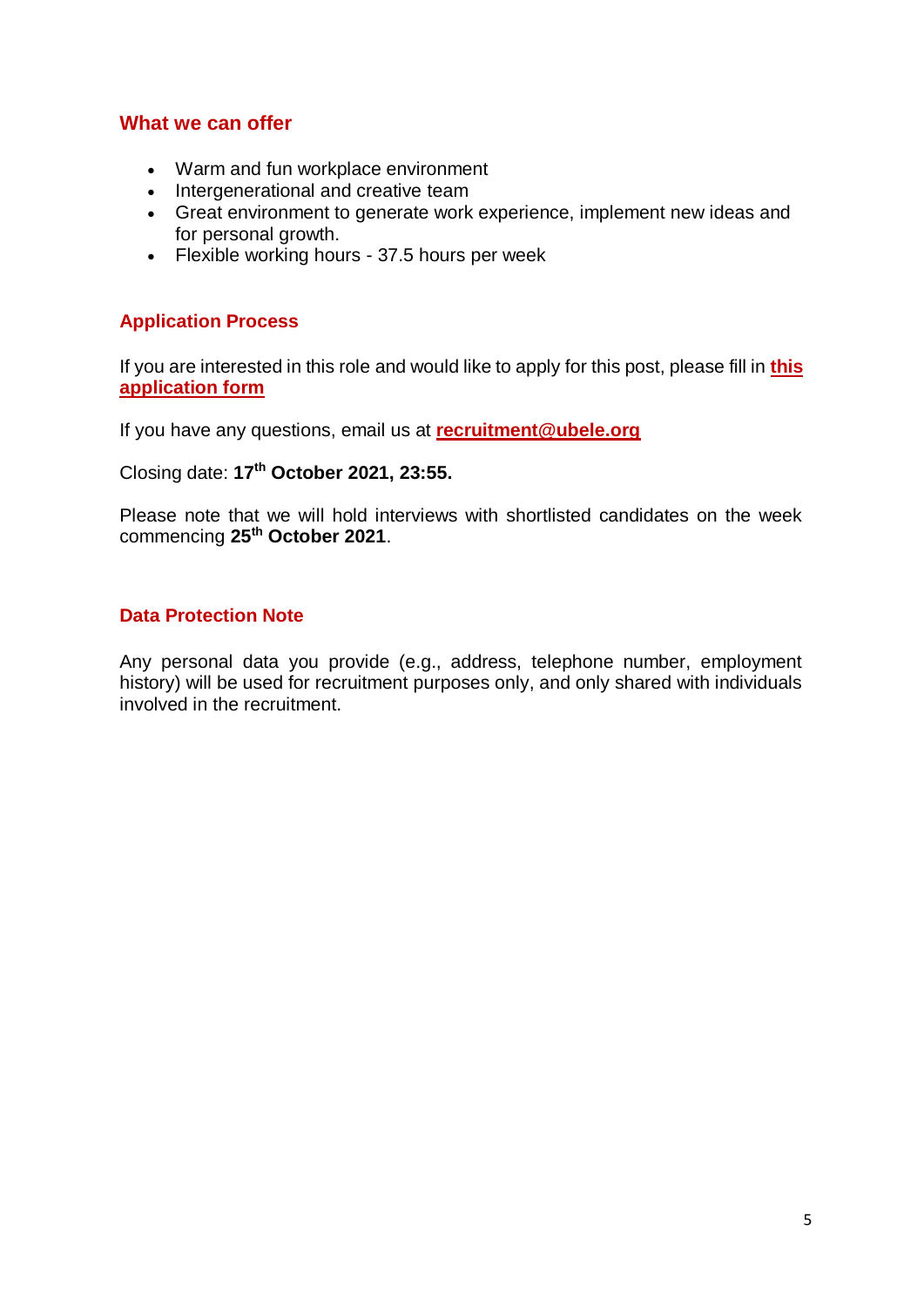## What we can offer

- Warm and fun workplace environment
- Intergenerational and creative team
- Great environment to generate work experience, implement new ideas and for personal growth.
- Flexible working hours - 37.5 hours per week

## Application Process

If you are interested in this role and would like to apply for this post, please fill in **this application form**

If you have any questions, email us at **recruitment@ubele.org**

Closing date: **17th October 2021, 23:55.**

Please note that we will hold interviews with shortlisted candidates on the week commencing **25th October 2021**.

## Data Protection Note

Any personal data you provide (e.g., address, telephone number, employment history) will be used for recruitment purposes only, and only shared with individuals involved in the recruitment.